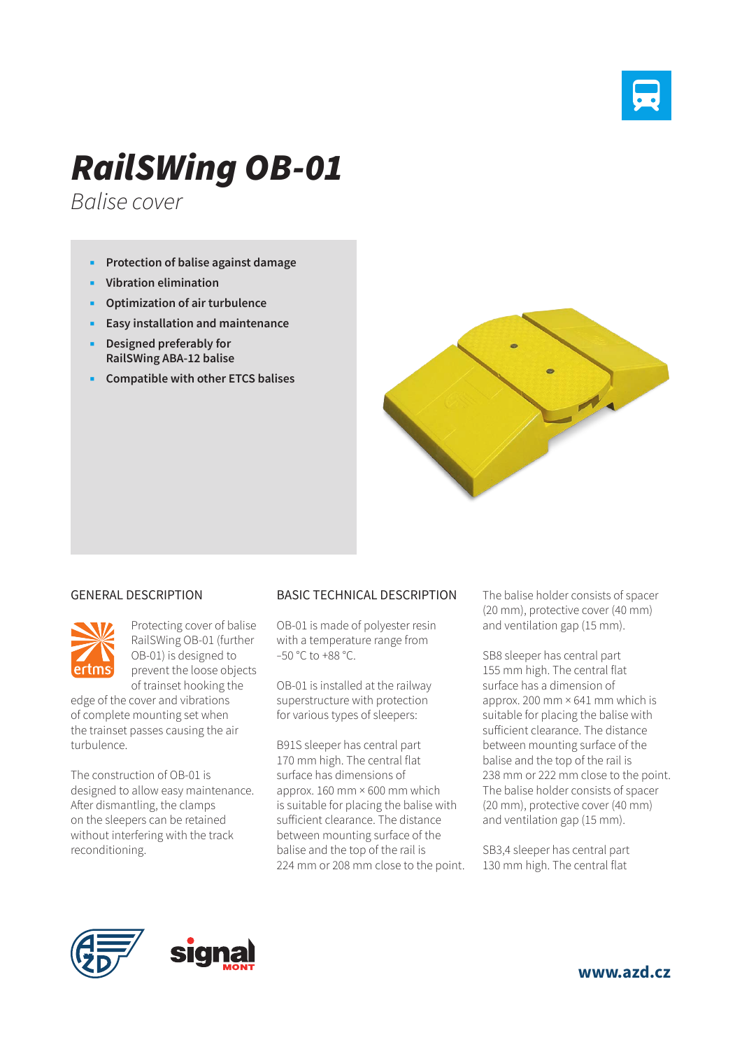# RailSWing OB-01

*Balise cover*

- **Protection of balise against damage**
- **Vibration elimination**
- **Optimization of air turbulence**
- **Easy installation and maintenance**
- **Designed preferably for RailSWing ABA-12 balise**
- **Compatible with other ETCS balises**

## GENERAL DESCRIPTION

Protecting cover of balise RailSWing OB-01 (further OB-01) is designed to prevent the loose objects of trainset hooking the edge of the cover and vibrations of complete mounting set when the trainset passes causing the air turbulence.

The construction of OB-01 is designed to allow easy maintenance. After dismantling, the clamps on the sleepers can be retained without interfering with the track reconditioning.

## BASIC TECHNICAL DESCRIPTION

OB-01 is made of polyester resin with a temperature range from −50 °C to +88 °C.

OB-01 is installed at the railway superstructure with protection for various types of sleepers:

B91S sleeper has central part 170 mm high. The central flat surface has dimensions of approx. 160 mm × 600 mm which is suitable for placing the balise with sufficient clearance. The distance between mounting surface of the balise and the top of the rail is 224 mm or 208 mm close to the point. The balise holder consists of spacer (20 mm), protective cover (40 mm) and ventilation gap (15 mm).

SB8 sleeper has central part 155 mm high. The central flat surface has a dimension of approx. 200 mm × 641 mm which is suitable for placing the balise with sufficient clearance. The distance between mounting surface of the balise and the top of the rail is 238 mm or 222 mm close to the point. The balise holder consists of spacer (20 mm), protective cover (40 mm) and ventilation gap (15 mm).

SB3,4 sleeper has central part 130 mm high. The central flat

www.azd.cz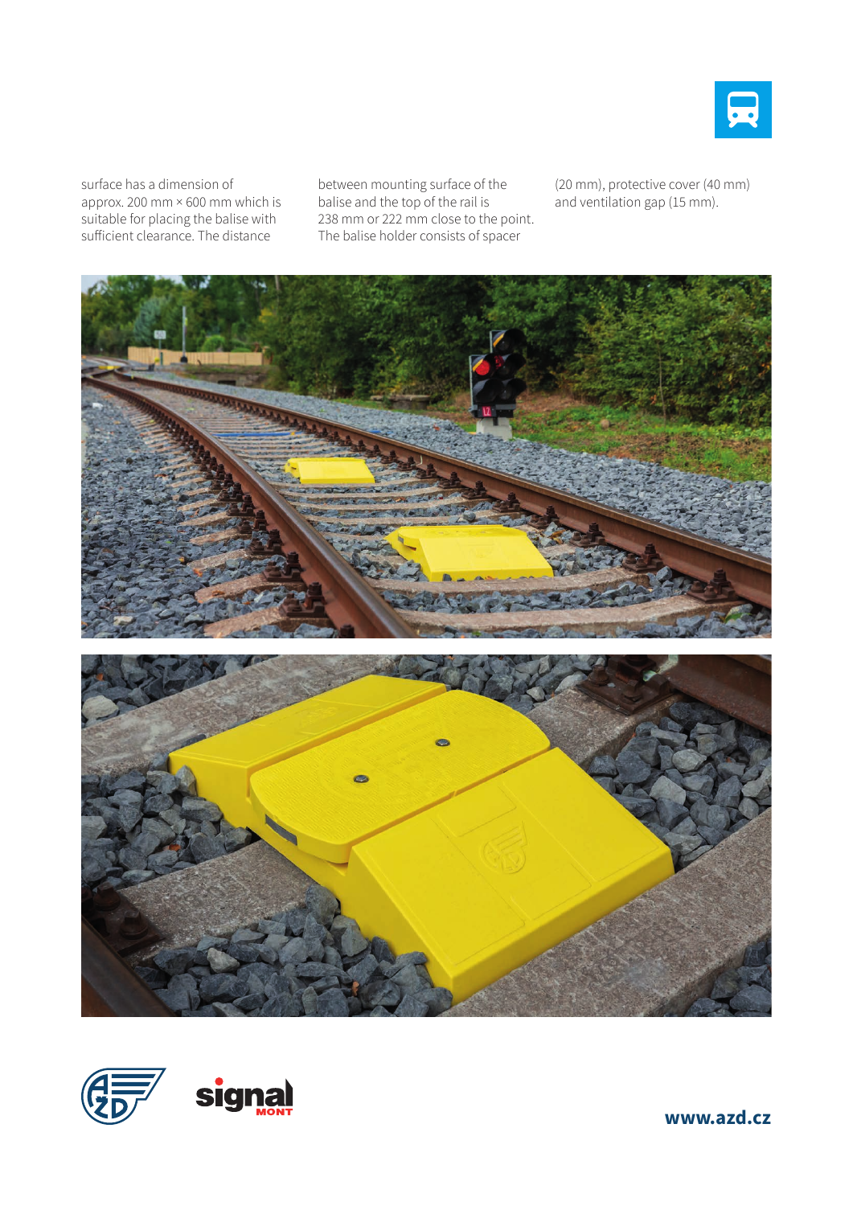surface has a dimension of approx. 200 mm × 600 mm which is suitable for placing the balise with sufficient clearance. The distance between mounting surface of the balise and the top of the rail is 238 mm or 222 mm close to the point. The balise holder consists of spacer (20 mm), protective cover (40 mm) and ventilation gap (15 mm).

www.azd.cz